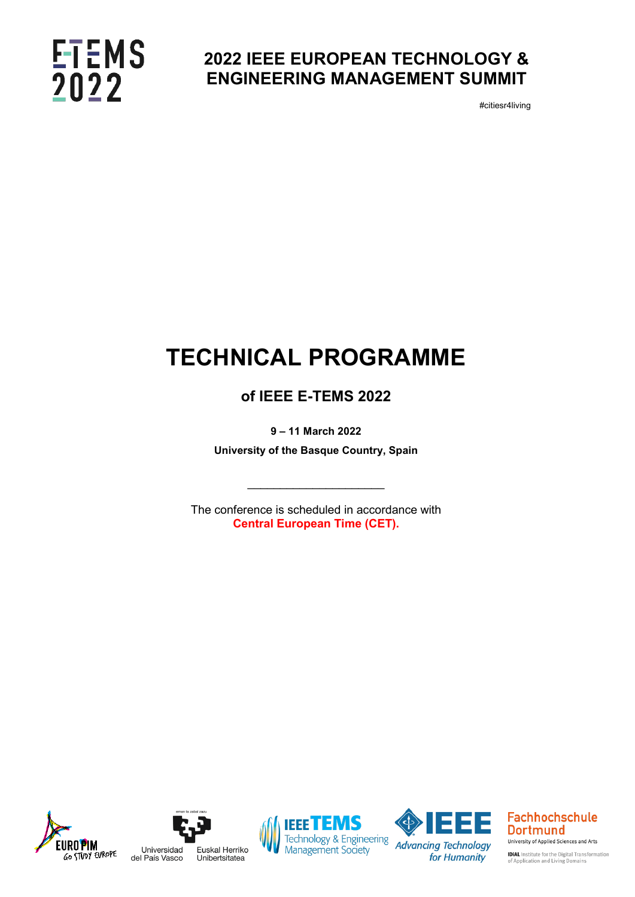E-TEMS 2022

# 2022 IEEE EUROPEAN TECHNOLOGY & ENGINEERING MANAGEMENT SUMMIT

#citiesr4living

# TECHNICAL PROGRAMME

## of IEEE E-TEMS 2022

**9 – 11 March 2022**

**University of the Basque Country, Spain**

______________________

The conference is scheduled in accordance with
**Central European Time (CET).**

EUROPIM Go Study Europe

eman ta zabal zazu
Universidad del País Vasco
Euskal Herriko Unibertsitatea

IEEE TEMS Technology & Engineering Management Society

IEEE Advancing Technology for Humanity

Fachhochschule Dortmund
University of Applied Sciences and Arts
IDiAL Institute for the Digital Transformation of Application and Living Domains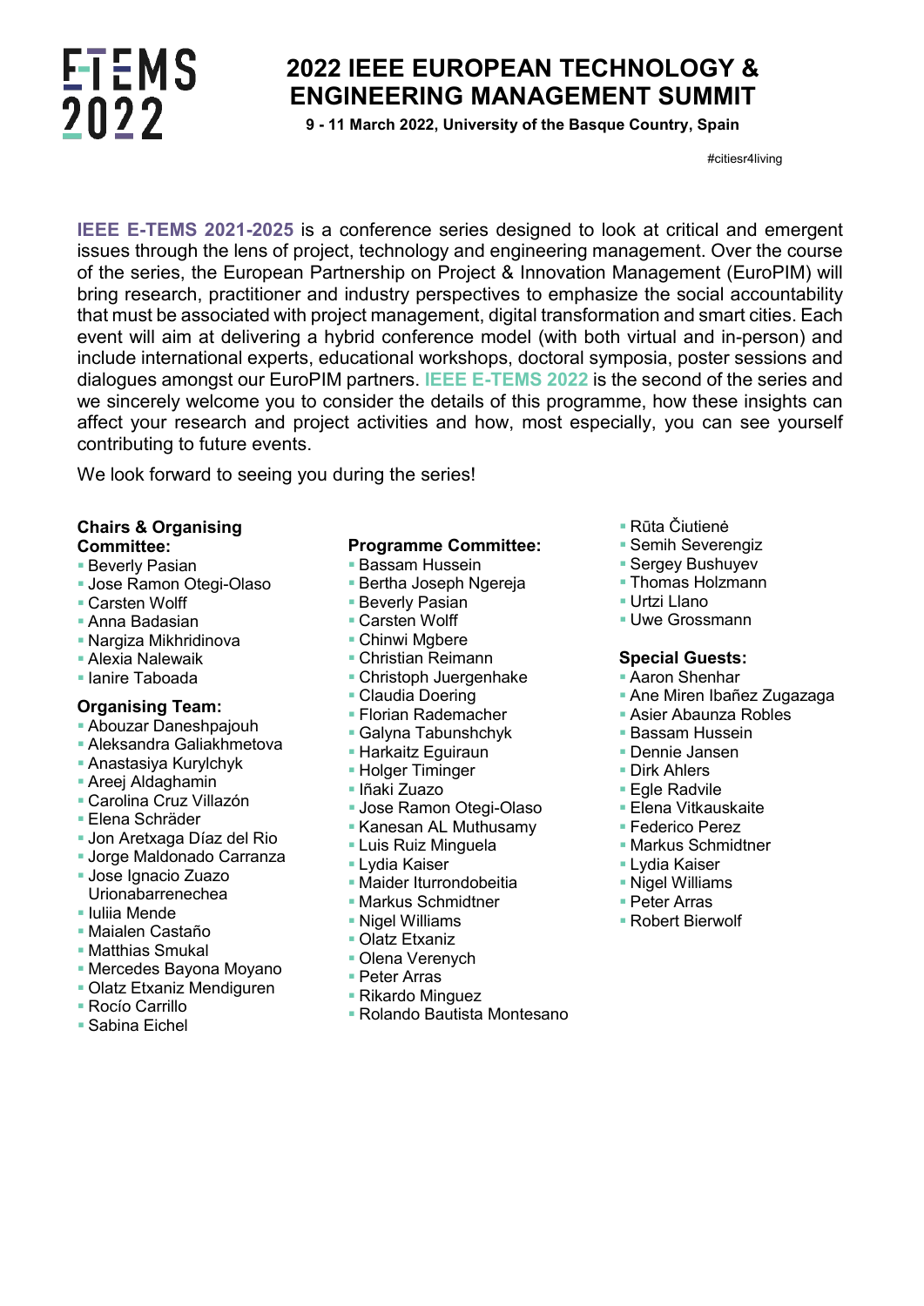# 2022 IEEE EUROPEAN TECHNOLOGY & ENGINEERING MANAGEMENT SUMMIT

**9 - 11 March 2022, University of the Basque Country, Spain**

#citiesr4living

**IEEE E-TEMS 2021-2025** is a conference series designed to look at critical and emergent issues through the lens of project, technology and engineering management. Over the course of the series, the European Partnership on Project & Innovation Management (EuroPIM) will bring research, practitioner and industry perspectives to emphasize the social accountability that must be associated with project management, digital transformation and smart cities. Each event will aim at delivering a hybrid conference model (with both virtual and in-person) and include international experts, educational workshops, doctoral symposia, poster sessions and dialogues amongst our EuroPIM partners. **IEEE E-TEMS 2022** is the second of the series and we sincerely welcome you to consider the details of this programme, how these insights can affect your research and project activities and how, most especially, you can see yourself contributing to future events.

We look forward to seeing you during the series!

**Chairs & Organising Committee:**

- Beverly Pasian
- Jose Ramon Otegi-Olaso
- Carsten Wolff
- Anna Badasian
- Nargiza Mikhridinova
- Alexia Nalewaik
- Ianire Taboada

**Organising Team:**

- Abouzar Daneshpajouh
- Aleksandra Galiakhmetova
- Anastasiya Kurylchyk
- Areej Aldaghamin
- Carolina Cruz Villazón
- Elena Schräder
- Jon Aretxaga Díaz del Rio
- Jorge Maldonado Carranza
- Jose Ignacio Zuazo Urionabarrenechea
- Iuliia Mende
- Maialen Castaño
- Matthias Smukal
- Mercedes Bayona Moyano
- Olatz Etxaniz Mendiguren
- Rocío Carrillo
- Sabina Eichel

**Programme Committee:**

- Bassam Hussein
- Bertha Joseph Ngereja
- Beverly Pasian
- Carsten Wolff
- Chinwi Mgbere
- Christian Reimann
- Christoph Juergenhake
- Claudia Doering
- Florian Rademacher
- Galyna Tabunshchyk
- Harkaitz Eguiraun
- Holger Timinger
- Iñaki Zuazo
- Jose Ramon Otegi-Olaso
- Kanesan AL Muthusamy
- Luis Ruiz Minguela
- Lydia Kaiser
- Maider Iturrondobeitia
- Markus Schmidtner
- Nigel Williams
- Olatz Etxaniz
- Olena Verenych
- Peter Arras
- Rikardo Minguez
- Rolando Bautista Montesano
- Rūta Čiutienė
- Semih Severengiz
- Sergey Bushuyev
- Thomas Holzmann
- Urtzi Llano
- Uwe Grossmann

**Special Guests:**

- Aaron Shenhar
- Ane Miren Ibañez Zugazaga
- Asier Abaunza Robles
- Bassam Hussein
- Dennie Jansen
- Dirk Ahlers
- Egle Radvile
- Elena Vitkauskaite
- Federico Perez
- Markus Schmidtner
- Lydia Kaiser
- Nigel Williams
- Peter Arras
- Robert Bierwolf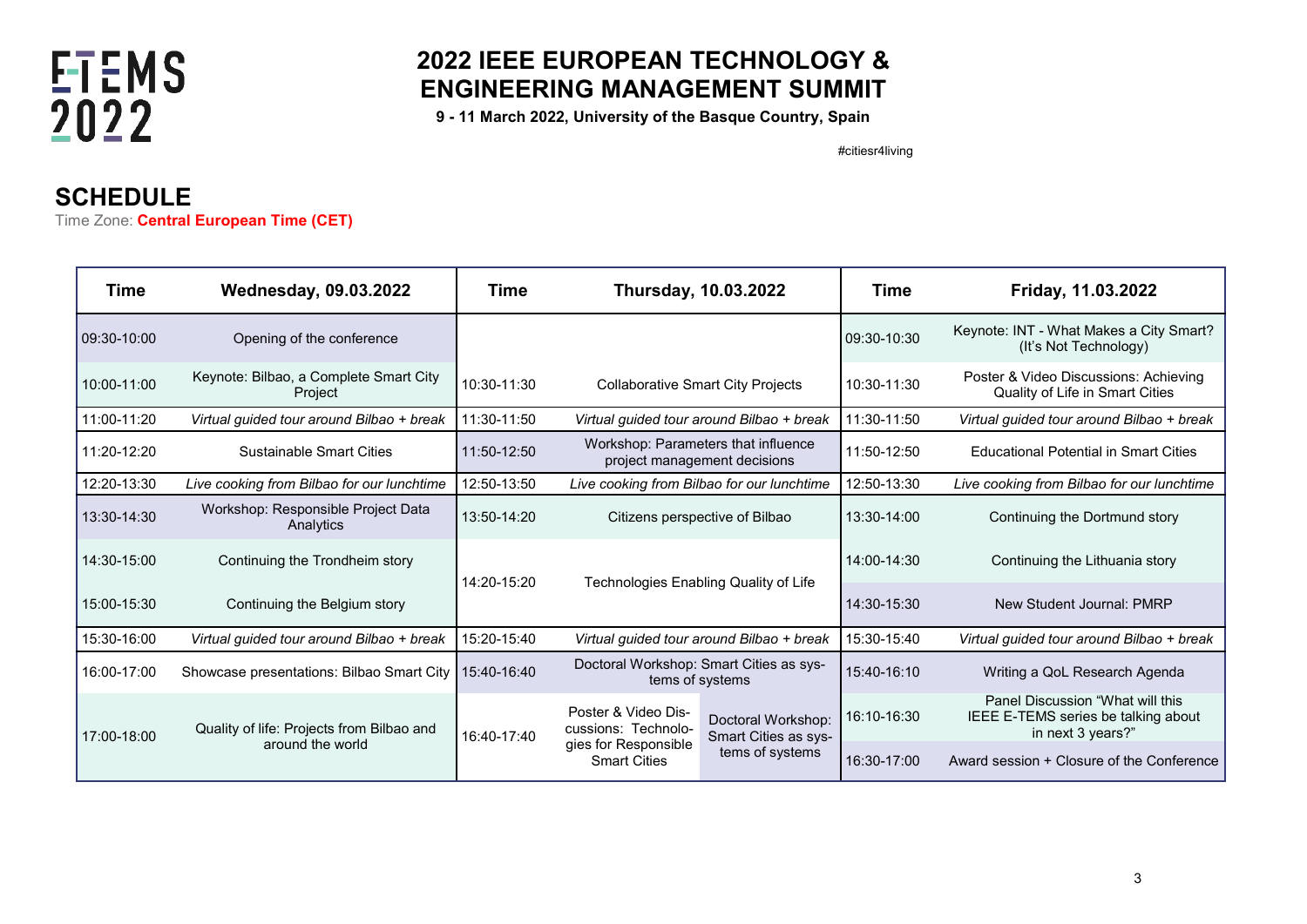# 2022 IEEE EUROPEAN TECHNOLOGY & ENGINEERING MANAGEMENT SUMMIT

**9 - 11 March 2022, University of the Basque Country, Spain**

#citiesr4living

## SCHEDULE

Time Zone: **Central European Time (CET)**

| Time | Wednesday, 09.03.2022 | Time | Thursday, 10.03.2022 | | Time | Friday, 11.03.2022 |
|---|---|---|---|---|---|---|
| 09:30-10:00 | Opening of the conference | | | | 09:30-10:30 | Keynote: INT - What Makes a City Smart? (It's Not Technology) |
| 10:00-11:00 | Keynote: Bilbao, a Complete Smart City Project | 10:30-11:30 | Collaborative Smart City Projects | | 10:30-11:30 | Poster & Video Discussions: Achieving Quality of Life in Smart Cities |
| 11:00-11:20 | *Virtual guided tour around Bilbao + break* | 11:30-11:50 | *Virtual guided tour around Bilbao + break* | | 11:30-11:50 | *Virtual guided tour around Bilbao + break* |
| 11:20-12:20 | Sustainable Smart Cities | 11:50-12:50 | Workshop: Parameters that influence project management decisions | | 11:50-12:50 | Educational Potential in Smart Cities |
| 12:20-13:30 | *Live cooking from Bilbao for our lunchtime* | 12:50-13:50 | *Live cooking from Bilbao for our lunchtime* | | 12:50-13:30 | *Live cooking from Bilbao for our lunchtime* |
| 13:30-14:30 | Workshop: Responsible Project Data Analytics | 13:50-14:20 | Citizens perspective of Bilbao | | 13:30-14:00 | Continuing the Dortmund story |
| 14:30-15:00 | Continuing the Trondheim story | 14:20-15:20 | Technologies Enabling Quality of Life | | 14:00-14:30 | Continuing the Lithuania story |
| 15:00-15:30 | Continuing the Belgium story | | | | 14:30-15:30 | New Student Journal: PMRP |
| 15:30-16:00 | *Virtual guided tour around Bilbao + break* | 15:20-15:40 | *Virtual guided tour around Bilbao + break* | | 15:30-15:40 | *Virtual guided tour around Bilbao + break* |
| 16:00-17:00 | Showcase presentations: Bilbao Smart City | 15:40-16:40 | Doctoral Workshop: Smart Cities as systems of systems | | 15:40-16:10 | Writing a QoL Research Agenda |
| 17:00-18:00 | Quality of life: Projects from Bilbao and around the world | 16:40-17:40 | Poster & Video Discussions: Technologies for Responsible Smart Cities | Doctoral Workshop: Smart Cities as systems of systems | 16:10-16:30 | Panel Discussion "What will this IEEE E-TEMS series be talking about in next 3 years?" |
| | | | | | 16:30-17:00 | Award session + Closure of the Conference |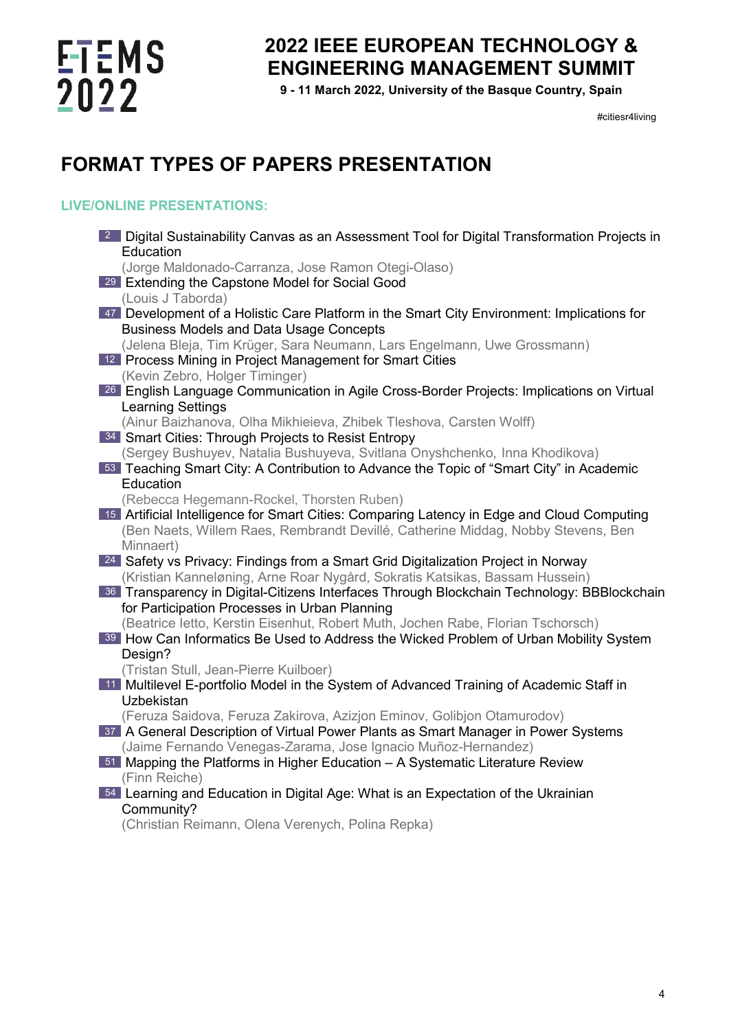# FORMAT TYPES OF PAPERS PRESENTATION

## LIVE/ONLINE PRESENTATIONS:

- 2 Digital Sustainability Canvas as an Assessment Tool for Digital Transformation Projects in Education
  (Jorge Maldonado-Carranza, Jose Ramon Otegi-Olaso)
- 29 Extending the Capstone Model for Social Good
  (Louis J Taborda)
- 47 Development of a Holistic Care Platform in the Smart City Environment: Implications for Business Models and Data Usage Concepts
  (Jelena Bleja, Tim Krüger, Sara Neumann, Lars Engelmann, Uwe Grossmann)
- 12 Process Mining in Project Management for Smart Cities
  (Kevin Zebro, Holger Timinger)
- 26 English Language Communication in Agile Cross-Border Projects: Implications on Virtual Learning Settings
  (Ainur Baizhanova, Olha Mikhieieva, Zhibek Tleshova, Carsten Wolff)
- 34 Smart Cities: Through Projects to Resist Entropy
  (Sergey Bushuyev, Natalia Bushuyeva, Svitlana Onyshchenko, Inna Khodikova)
- 53 Teaching Smart City: A Contribution to Advance the Topic of "Smart City" in Academic Education
  (Rebecca Hegemann-Rockel, Thorsten Ruben)
- 15 Artificial Intelligence for Smart Cities: Comparing Latency in Edge and Cloud Computing
  (Ben Naets, Willem Raes, Rembrandt Devillé, Catherine Middag, Nobby Stevens, Ben Minnaert)
- 24 Safety vs Privacy: Findings from a Smart Grid Digitalization Project in Norway
  (Kristian Kanneløning, Arne Roar Nygård, Sokratis Katsikas, Bassam Hussein)
- 36 Transparency in Digital-Citizens Interfaces Through Blockchain Technology: BBBlockchain for Participation Processes in Urban Planning
  (Beatrice Ietto, Kerstin Eisenhut, Robert Muth, Jochen Rabe, Florian Tschorsch)
- 39 How Can Informatics Be Used to Address the Wicked Problem of Urban Mobility System Design?
  (Tristan Stull, Jean-Pierre Kuilboer)
- 11 Multilevel E-portfolio Model in the System of Advanced Training of Academic Staff in Uzbekistan
  (Feruza Saidova, Feruza Zakirova, Azizjon Eminov, Golibjon Otamurodov)
- 37 A General Description of Virtual Power Plants as Smart Manager in Power Systems
  (Jaime Fernando Venegas-Zarama, Jose Ignacio Muñoz-Hernandez)
- 51 Mapping the Platforms in Higher Education – A Systematic Literature Review
  (Finn Reiche)
- 54 Learning and Education in Digital Age: What is an Expectation of the Ukrainian Community?
  (Christian Reimann, Olena Verenych, Polina Repka)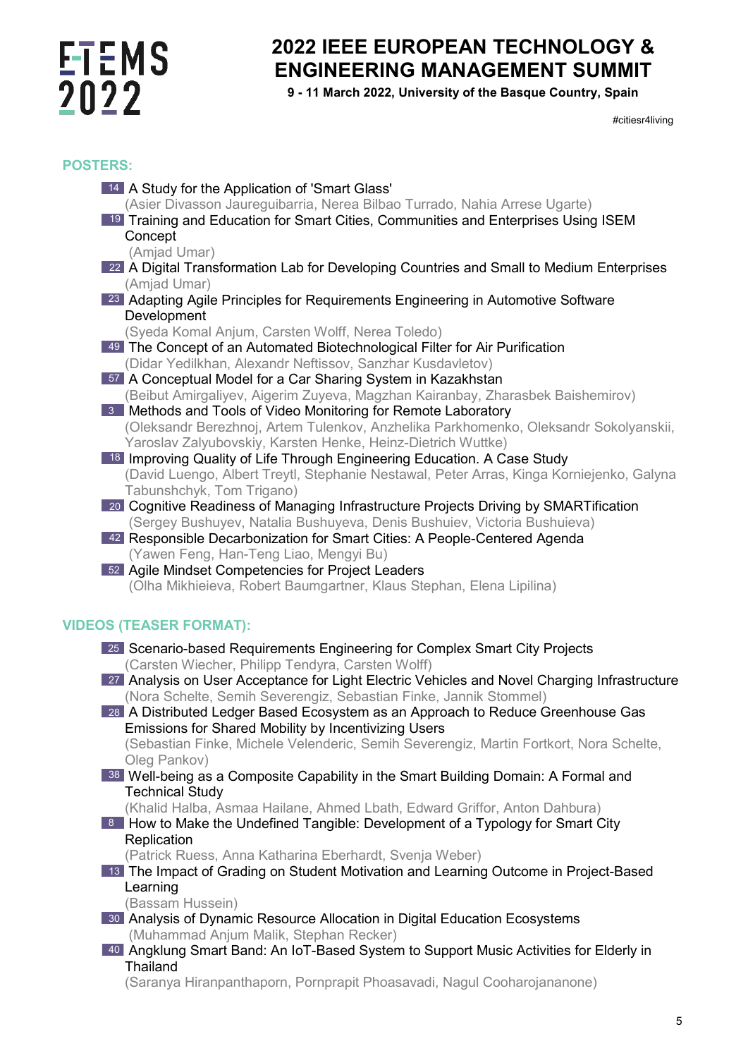## POSTERS:

- 14 A Study for the Application of 'Smart Glass'
  (Asier Divasson Jaureguibarria, Nerea Bilbao Turrado, Nahia Arrese Ugarte)
- 19 Training and Education for Smart Cities, Communities and Enterprises Using ISEM Concept
  (Amjad Umar)
- 22 A Digital Transformation Lab for Developing Countries and Small to Medium Enterprises
  (Amjad Umar)
- 23 Adapting Agile Principles for Requirements Engineering in Automotive Software Development
  (Syeda Komal Anjum, Carsten Wolff, Nerea Toledo)
- 49 The Concept of an Automated Biotechnological Filter for Air Purification
  (Didar Yedilkhan, Alexandr Neftissov, Sanzhar Kusdavletov)
- 57 A Conceptual Model for a Car Sharing System in Kazakhstan
  (Beibut Amirgaliyev, Aigerim Zuyeva, Magzhan Kairanbay, Zharasbek Baishemirov)
- 3 Methods and Tools of Video Monitoring for Remote Laboratory
  (Oleksandr Berezhnoj, Artem Tulenkov, Anzhelika Parkhomenko, Oleksandr Sokolyanskii, Yaroslav Zalyubovskiy, Karsten Henke, Heinz-Dietrich Wuttke)
- 18 Improving Quality of Life Through Engineering Education. A Case Study
  (David Luengo, Albert Treytl, Stephanie Nestawal, Peter Arras, Kinga Korniejenko, Galyna Tabunshchyk, Tom Trigano)
- 20 Cognitive Readiness of Managing Infrastructure Projects Driving by SMARTification
  (Sergey Bushuyev, Natalia Bushuyeva, Denis Bushuiev, Victoria Bushuieva)
- 42 Responsible Decarbonization for Smart Cities: A People-Centered Agenda
  (Yawen Feng, Han-Teng Liao, Mengyi Bu)
- 52 Agile Mindset Competencies for Project Leaders
  (Olha Mikhieieva, Robert Baumgartner, Klaus Stephan, Elena Lipilina)

## VIDEOS (TEASER FORMAT):

- 25 Scenario-based Requirements Engineering for Complex Smart City Projects
  (Carsten Wiecher, Philipp Tendyra, Carsten Wolff)
- 27 Analysis on User Acceptance for Light Electric Vehicles and Novel Charging Infrastructure
  (Nora Schelte, Semih Severengiz, Sebastian Finke, Jannik Stommel)
- 28 A Distributed Ledger Based Ecosystem as an Approach to Reduce Greenhouse Gas Emissions for Shared Mobility by Incentivizing Users
  (Sebastian Finke, Michele Velenderic, Semih Severengiz, Martin Fortkort, Nora Schelte, Oleg Pankov)
- 38 Well-being as a Composite Capability in the Smart Building Domain: A Formal and Technical Study
  (Khalid Halba, Asmaa Hailane, Ahmed Lbath, Edward Griffor, Anton Dahbura)
- 8 How to Make the Undefined Tangible: Development of a Typology for Smart City Replication
  (Patrick Ruess, Anna Katharina Eberhardt, Svenja Weber)
- 13 The Impact of Grading on Student Motivation and Learning Outcome in Project-Based Learning
  (Bassam Hussein)
- 30 Analysis of Dynamic Resource Allocation in Digital Education Ecosystems
  (Muhammad Anjum Malik, Stephan Recker)
- 40 Angklung Smart Band: An IoT-Based System to Support Music Activities for Elderly in Thailand
  (Saranya Hiranpanthaporn, Pornprapit Phoasavadi, Nagul Cooharojananone)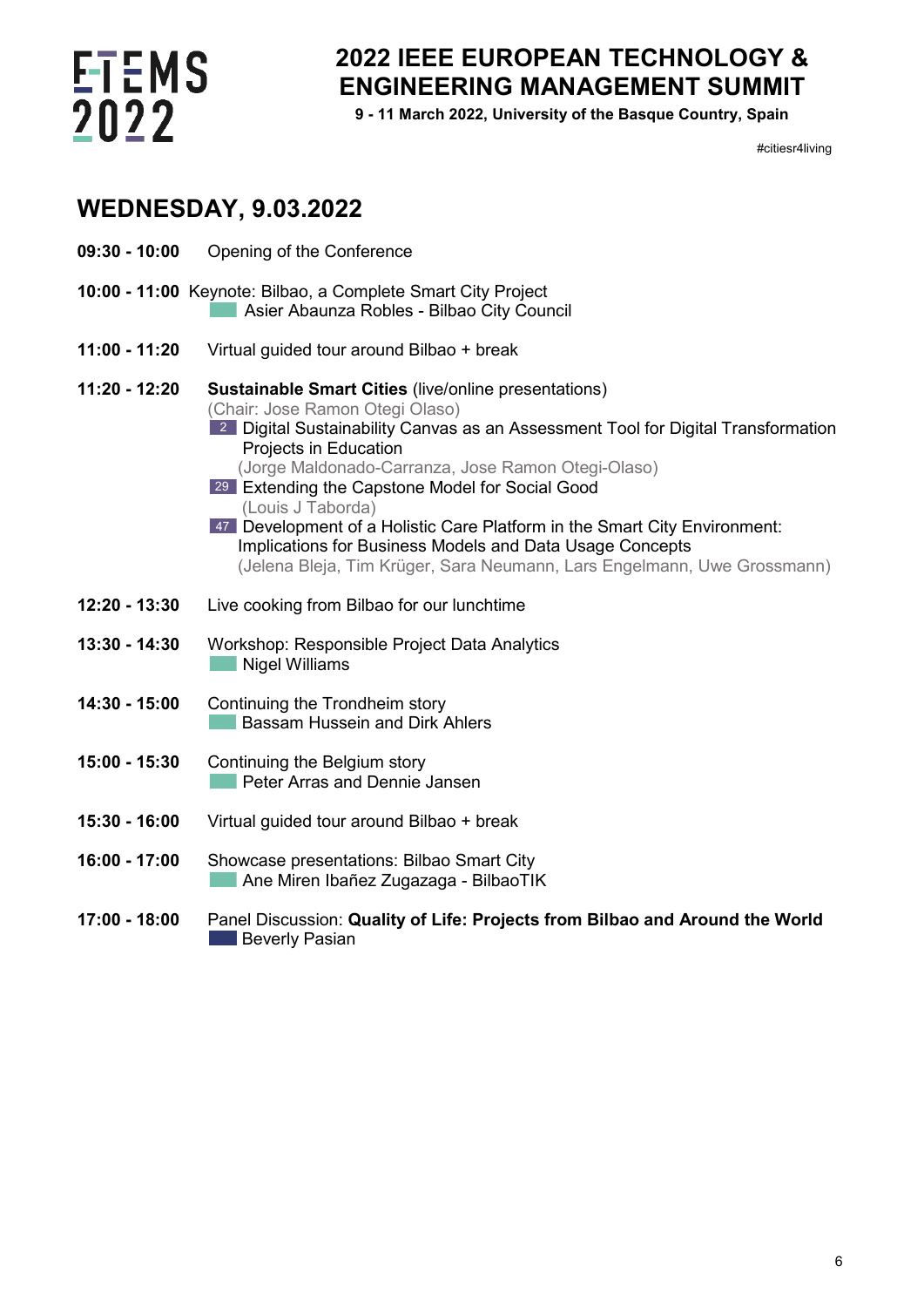# 2022 IEEE EUROPEAN TECHNOLOGY & ENGINEERING MANAGEMENT SUMMIT

**9 - 11 March 2022, University of the Basque Country, Spain**

#citiesr4living

## WEDNESDAY, 9.03.2022

**09:30 - 10:00** Opening of the Conference

**10:00 - 11:00** Keynote: Bilbao, a Complete Smart City Project
Asier Abaunza Robles - Bilbao City Council

**11:00 - 11:20** Virtual guided tour around Bilbao + break

**11:20 - 12:20** **Sustainable Smart Cities** (live/online presentations)
(Chair: Jose Ramon Otegi Olaso)
- 2 Digital Sustainability Canvas as an Assessment Tool for Digital Transformation Projects in Education
(Jorge Maldonado-Carranza, Jose Ramon Otegi-Olaso)
- 29 Extending the Capstone Model for Social Good
(Louis J Taborda)
- 47 Development of a Holistic Care Platform in the Smart City Environment: Implications for Business Models and Data Usage Concepts
(Jelena Bleja, Tim Krüger, Sara Neumann, Lars Engelmann, Uwe Grossmann)

**12:20 - 13:30** Live cooking from Bilbao for our lunchtime

**13:30 - 14:30** Workshop: Responsible Project Data Analytics
Nigel Williams

**14:30 - 15:00** Continuing the Trondheim story
Bassam Hussein and Dirk Ahlers

**15:00 - 15:30** Continuing the Belgium story
Peter Arras and Dennie Jansen

**15:30 - 16:00** Virtual guided tour around Bilbao + break

**16:00 - 17:00** Showcase presentations: Bilbao Smart City
Ane Miren Ibañez Zugazaga - BilbaoTIK

**17:00 - 18:00** Panel Discussion: **Quality of Life: Projects from Bilbao and Around the World**
Beverly Pasian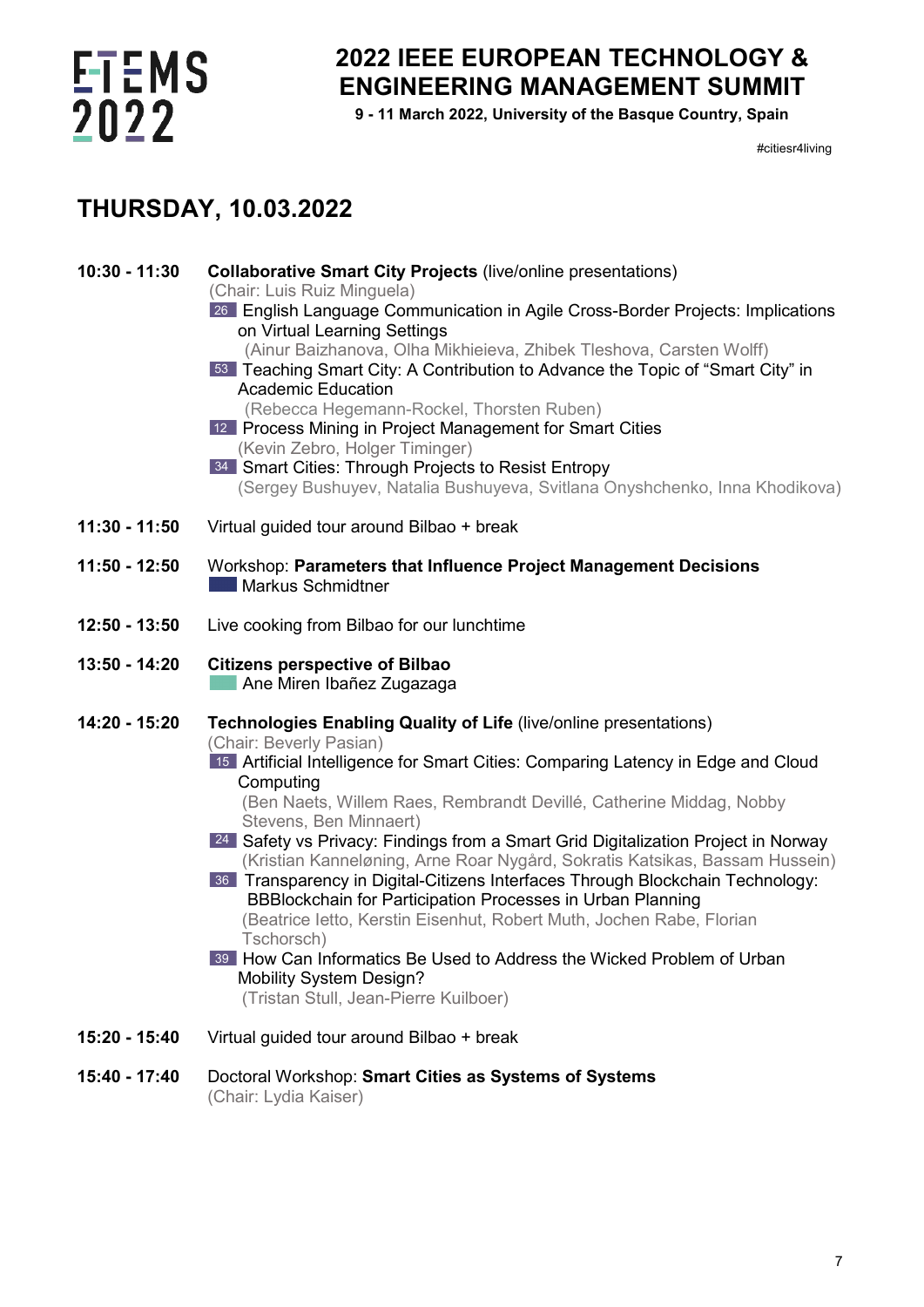# THURSDAY, 10.03.2022

**10:30 - 11:30** **Collaborative Smart City Projects** (live/online presentations)
(Chair: Luis Ruiz Minguela)

- 26 English Language Communication in Agile Cross-Border Projects: Implications on Virtual Learning Settings
  (Ainur Baizhanova, Olha Mikhieieva, Zhibek Tleshova, Carsten Wolff)
- 53 Teaching Smart City: A Contribution to Advance the Topic of "Smart City" in Academic Education
  (Rebecca Hegemann-Rockel, Thorsten Ruben)
- 12 Process Mining in Project Management for Smart Cities
  (Kevin Zebro, Holger Timinger)
- 34 Smart Cities: Through Projects to Resist Entropy
  (Sergey Bushuyev, Natalia Bushuyeva, Svitlana Onyshchenko, Inna Khodikova)

**11:30 - 11:50** Virtual guided tour around Bilbao + break

**11:50 - 12:50** Workshop: **Parameters that Influence Project Management Decisions**
Markus Schmidtner

**12:50 - 13:50** Live cooking from Bilbao for our lunchtime

**13:50 - 14:20** **Citizens perspective of Bilbao**
Ane Miren Ibañez Zugazaga

**14:20 - 15:20** **Technologies Enabling Quality of Life** (live/online presentations)
(Chair: Beverly Pasian)

- 15 Artificial Intelligence for Smart Cities: Comparing Latency in Edge and Cloud Computing
  (Ben Naets, Willem Raes, Rembrandt Devillé, Catherine Middag, Nobby Stevens, Ben Minnaert)
- 24 Safety vs Privacy: Findings from a Smart Grid Digitalization Project in Norway
  (Kristian Kanneløning, Arne Roar Nygård, Sokratis Katsikas, Bassam Hussein)
- 36 Transparency in Digital-Citizens Interfaces Through Blockchain Technology: BBBlockchain for Participation Processes in Urban Planning
  (Beatrice Ietto, Kerstin Eisenhut, Robert Muth, Jochen Rabe, Florian Tschorsch)
- 39 How Can Informatics Be Used to Address the Wicked Problem of Urban Mobility System Design?
  (Tristan Stull, Jean-Pierre Kuilboer)

**15:20 - 15:40** Virtual guided tour around Bilbao + break

**15:40 - 17:40** Doctoral Workshop: **Smart Cities as Systems of Systems**
(Chair: Lydia Kaiser)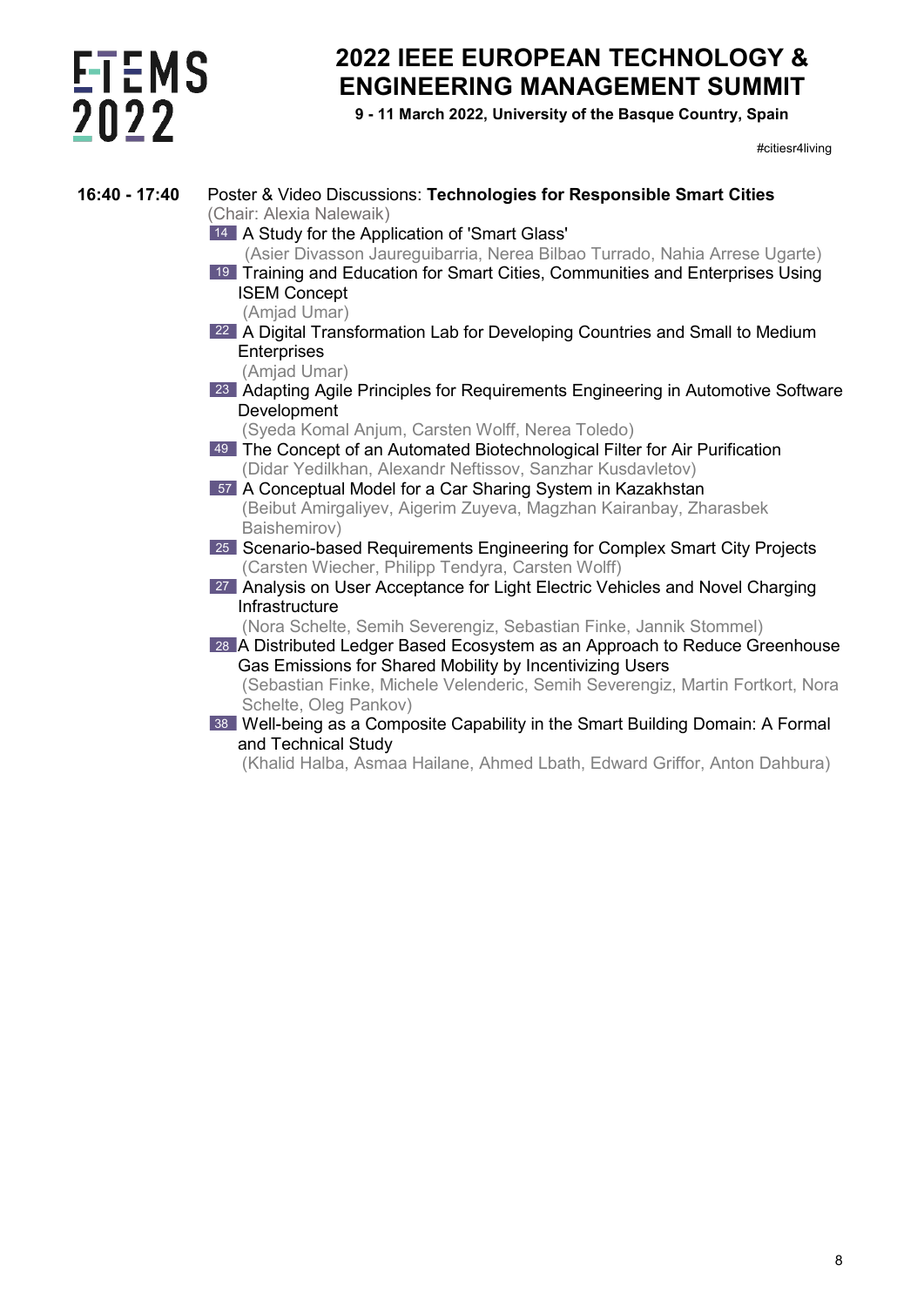**16:40 - 17:40** Poster & Video Discussions: **Technologies for Responsible Smart Cities**
(Chair: Alexia Nalewaik)

- 14 A Study for the Application of 'Smart Glass'
  (Asier Divasson Jaureguibarria, Nerea Bilbao Turrado, Nahia Arrese Ugarte)
- 19 Training and Education for Smart Cities, Communities and Enterprises Using ISEM Concept
  (Amjad Umar)
- 22 A Digital Transformation Lab for Developing Countries and Small to Medium Enterprises
  (Amjad Umar)
- 23 Adapting Agile Principles for Requirements Engineering in Automotive Software Development
  (Syeda Komal Anjum, Carsten Wolff, Nerea Toledo)
- 49 The Concept of an Automated Biotechnological Filter for Air Purification
  (Didar Yedilkhan, Alexandr Neftissov, Sanzhar Kusdavletov)
- 57 A Conceptual Model for a Car Sharing System in Kazakhstan
  (Beibut Amirgaliyev, Aigerim Zuyeva, Magzhan Kairanbay, Zharasbek Baishemirov)
- 25 Scenario-based Requirements Engineering for Complex Smart City Projects
  (Carsten Wiecher, Philipp Tendyra, Carsten Wolff)
- 27 Analysis on User Acceptance for Light Electric Vehicles and Novel Charging Infrastructure
  (Nora Schelte, Semih Severengiz, Sebastian Finke, Jannik Stommel)
- 28 A Distributed Ledger Based Ecosystem as an Approach to Reduce Greenhouse Gas Emissions for Shared Mobility by Incentivizing Users
  (Sebastian Finke, Michele Velenderic, Semih Severengiz, Martin Fortkort, Nora Schelte, Oleg Pankov)
- 38 Well-being as a Composite Capability in the Smart Building Domain: A Formal and Technical Study
  (Khalid Halba, Asmaa Hailane, Ahmed Lbath, Edward Griffor, Anton Dahbura)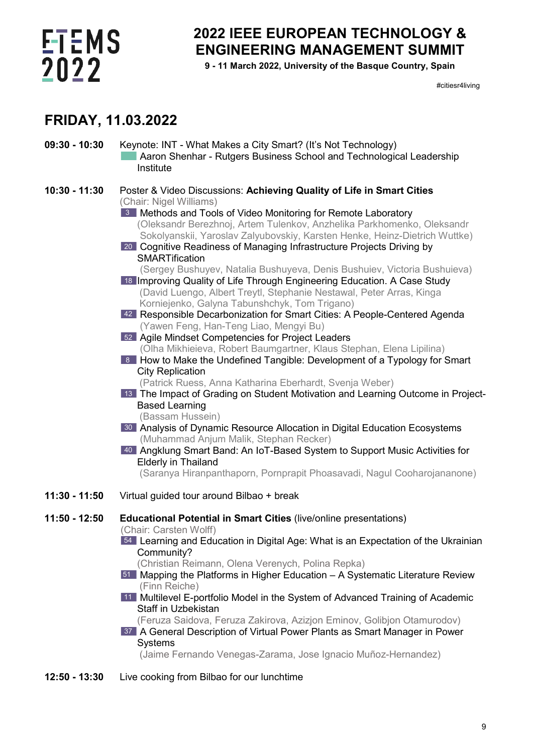# 2022 IEEE EUROPEAN TECHNOLOGY & ENGINEERING MANAGEMENT SUMMIT

**9 - 11 March 2022, University of the Basque Country, Spain**

#citiesr4living

## FRIDAY, 11.03.2022

**09:30 - 10:30** Keynote: INT - What Makes a City Smart? (It's Not Technology)
Aaron Shenhar - Rutgers Business School and Technological Leadership Institute

**10:30 - 11:30** Poster & Video Discussions: **Achieving Quality of Life in Smart Cities**
(Chair: Nigel Williams)

- 3 Methods and Tools of Video Monitoring for Remote Laboratory
  (Oleksandr Berezhnoj, Artem Tulenkov, Anzhelika Parkhomenko, Oleksandr Sokolyanskii, Yaroslav Zalyubovskiy, Karsten Henke, Heinz-Dietrich Wuttke)
- 20 Cognitive Readiness of Managing Infrastructure Projects Driving by SMARTification
  (Sergey Bushuyev, Natalia Bushuyeva, Denis Bushuiev, Victoria Bushuieva)
- 18 Improving Quality of Life Through Engineering Education. A Case Study
  (David Luengo, Albert Treytl, Stephanie Nestawal, Peter Arras, Kinga Korniejenko, Galyna Tabunshchyk, Tom Trigano)
- 42 Responsible Decarbonization for Smart Cities: A People-Centered Agenda
  (Yawen Feng, Han-Teng Liao, Mengyi Bu)
- 52 Agile Mindset Competencies for Project Leaders
  (Olha Mikhieieva, Robert Baumgartner, Klaus Stephan, Elena Lipilina)
- 8 How to Make the Undefined Tangible: Development of a Typology for Smart City Replication
  (Patrick Ruess, Anna Katharina Eberhardt, Svenja Weber)
- 13 The Impact of Grading on Student Motivation and Learning Outcome in Project-Based Learning
  (Bassam Hussein)
- 30 Analysis of Dynamic Resource Allocation in Digital Education Ecosystems
  (Muhammad Anjum Malik, Stephan Recker)
- 40 Angklung Smart Band: An IoT-Based System to Support Music Activities for Elderly in Thailand
  (Saranya Hiranpanthaporn, Pornprapit Phoasavadi, Nagul Cooharojananone)

**11:30 - 11:50** Virtual guided tour around Bilbao + break

**11:50 - 12:50** **Educational Potential in Smart Cities** (live/online presentations)
(Chair: Carsten Wolff)

- 54 Learning and Education in Digital Age: What is an Expectation of the Ukrainian Community?
  (Christian Reimann, Olena Verenych, Polina Repka)
- 51 Mapping the Platforms in Higher Education – A Systematic Literature Review
  (Finn Reiche)
- 11 Multilevel E-portfolio Model in the System of Advanced Training of Academic Staff in Uzbekistan
  (Feruza Saidova, Feruza Zakirova, Azizjon Eminov, Golibjon Otamurodov)
- 37 A General Description of Virtual Power Plants as Smart Manager in Power Systems
  (Jaime Fernando Venegas-Zarama, Jose Ignacio Muñoz-Hernandez)

**12:50 - 13:30** Live cooking from Bilbao for our lunchtime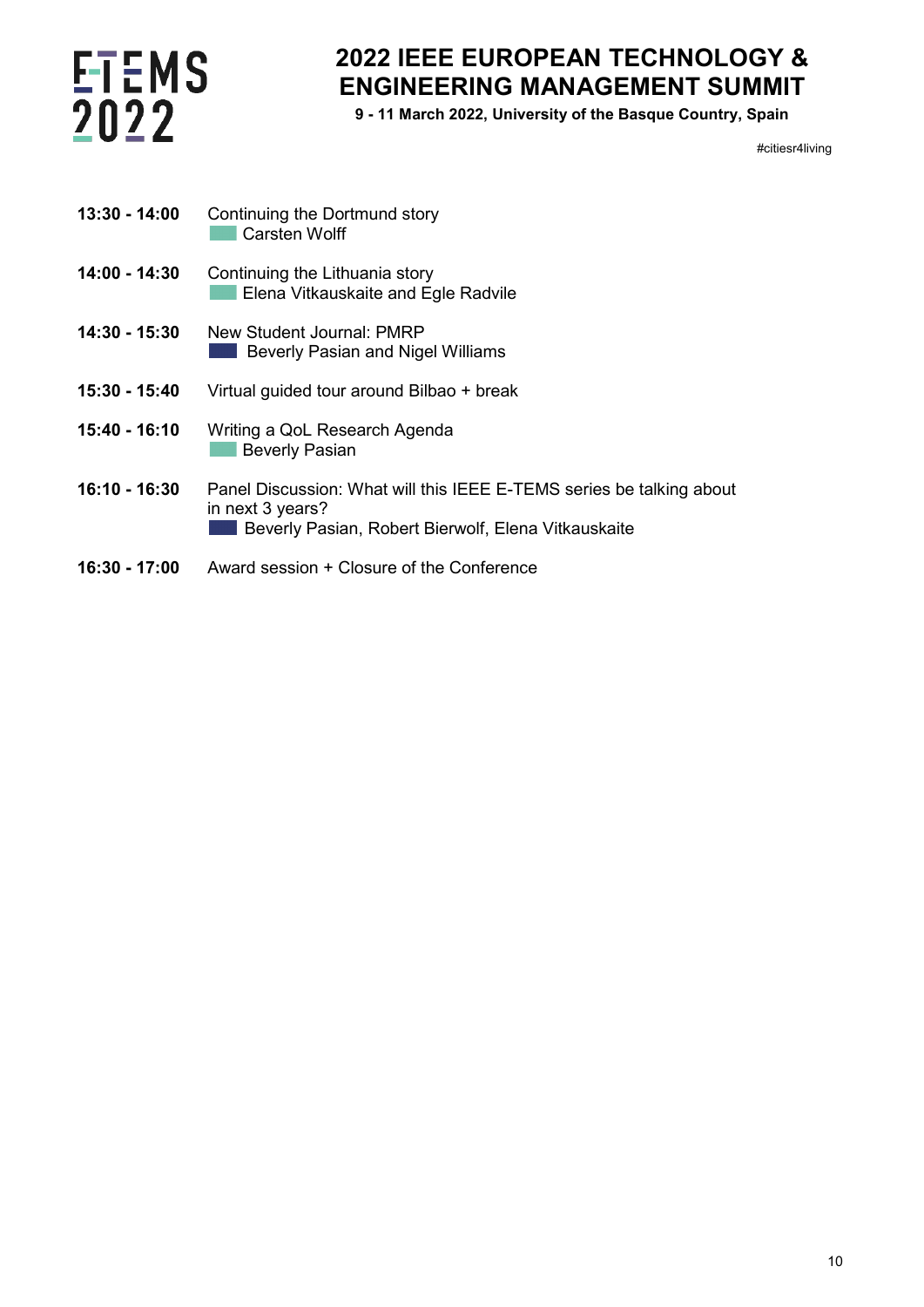**13:30 - 14:00** Continuing the Dortmund story
Carsten Wolff

**14:00 - 14:30** Continuing the Lithuania story
Elena Vitkauskaite and Egle Radvile

**14:30 - 15:30** New Student Journal: PMRP
Beverly Pasian and Nigel Williams

**15:30 - 15:40** Virtual guided tour around Bilbao + break

**15:40 - 16:10** Writing a QoL Research Agenda
Beverly Pasian

**16:10 - 16:30** Panel Discussion: What will this IEEE E-TEMS series be talking about in next 3 years?
Beverly Pasian, Robert Bierwolf, Elena Vitkauskaite

**16:30 - 17:00** Award session + Closure of the Conference